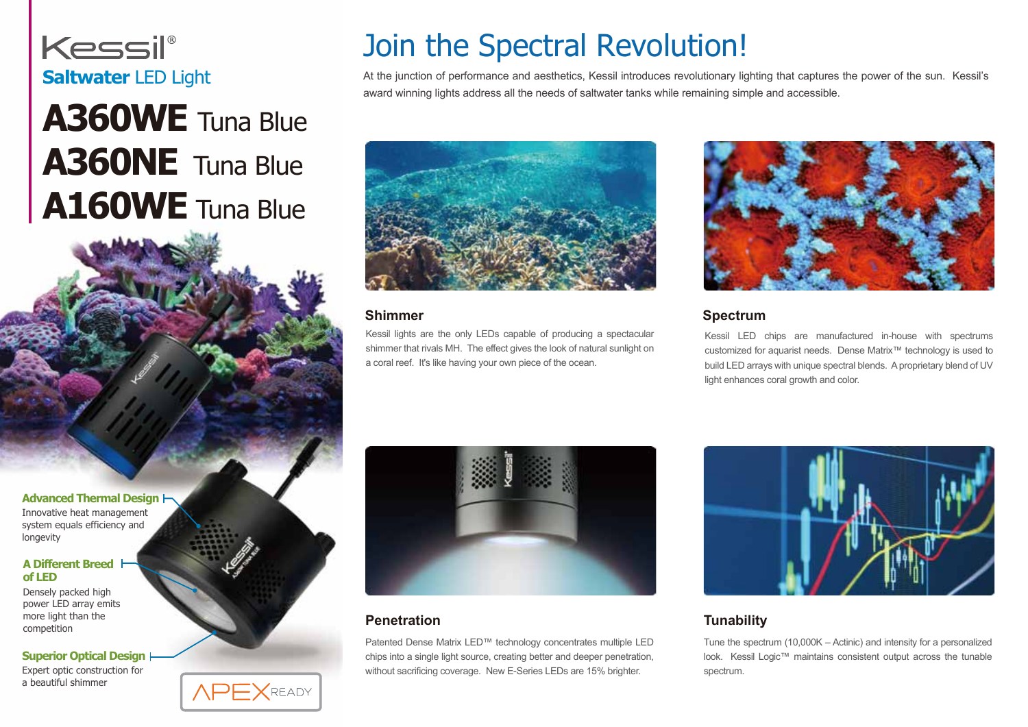Kessil®

**Saltwater** LED Light

# A360WE Tuna Blue
# A360NE Tuna Blue
# A160WE Tuna Blue

**Advanced Thermal Design**
Innovative heat management system equals efficiency and longevity

**A Different Breed of LED**
Densely packed high power LED array emits more light than the competition

**Superior Optical Design**
Expert optic construction for a beautiful shimmer

APEX READY

# Join the Spectral Revolution!

At the junction of performance and aesthetics, Kessil introduces revolutionary lighting that captures the power of the sun. Kessil's award winning lights address all the needs of saltwater tanks while remaining simple and accessible.

### Shimmer

Kessil lights are the only LEDs capable of producing a spectacular shimmer that rivals MH. The effect gives the look of natural sunlight on a coral reef. It's like having your own piece of the ocean.

### Spectrum

Kessil LED chips are manufactured in-house with spectrums customized for aquarist needs. Dense Matrix™ technology is used to build LED arrays with unique spectral blends. A proprietary blend of UV light enhances coral growth and color.

### Penetration

Patented Dense Matrix LED™ technology concentrates multiple LED chips into a single light source, creating better and deeper penetration, without sacrificing coverage. New E-Series LEDs are 15% brighter.

### Tunability

Tune the spectrum (10,000K – Actinic) and intensity for a personalized look. Kessil Logic™ maintains consistent output across the tunable spectrum.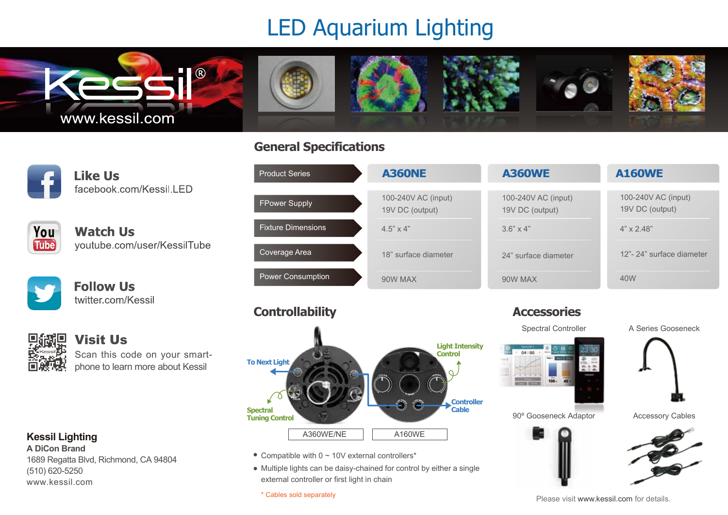# LED Aquarium Lighting

Kessil®

www.kessil.com

**Like Us**
facebook.com/Kessil.LED

**Watch Us**
youtube.com/user/KessilTube

**Follow Us**
twitter.com/Kessil

**Visit Us**
Scan this code on your smart-phone to learn more about Kessil

## General Specifications

| Product Series | A360NE | A360WE | A160WE |
|---|---|---|---|
| FPower Supply | 100-240V AC (input)<br>19V DC (output) | 100-240V AC (input)<br>19V DC (output) | 100-240V AC (input)<br>19V DC (output) |
| Fixture Dimensions | 4.5" x 4" | 3.6" x 4" | 4" x 2.48" |
| Coverage Area | 18" surface diameter | 24" surface diameter | 12"- 24" surface diameter |
| Power Consumption | 90W MAX | 90W MAX | 40W |

## Controllability

To Next Light

Spectral Tuning Control

Light Intensity Control

Controller Cable

A360WE/NE

A160WE

- Compatible with 0 ~ 10V external controllers*
- Multiple lights can be daisy-chained for control by either a single external controller or first light in chain

\* Cables sold separately

## Accessories

Spectral Controller

A Series Gooseneck

90º Gooseneck Adaptor

Accessory Cables

Please visit www.kessil.com for details.

**Kessil Lighting**
**A DiCon Brand**
1689 Regatta Blvd, Richmond, CA 94804
(510) 620-5250
www.kessil.com